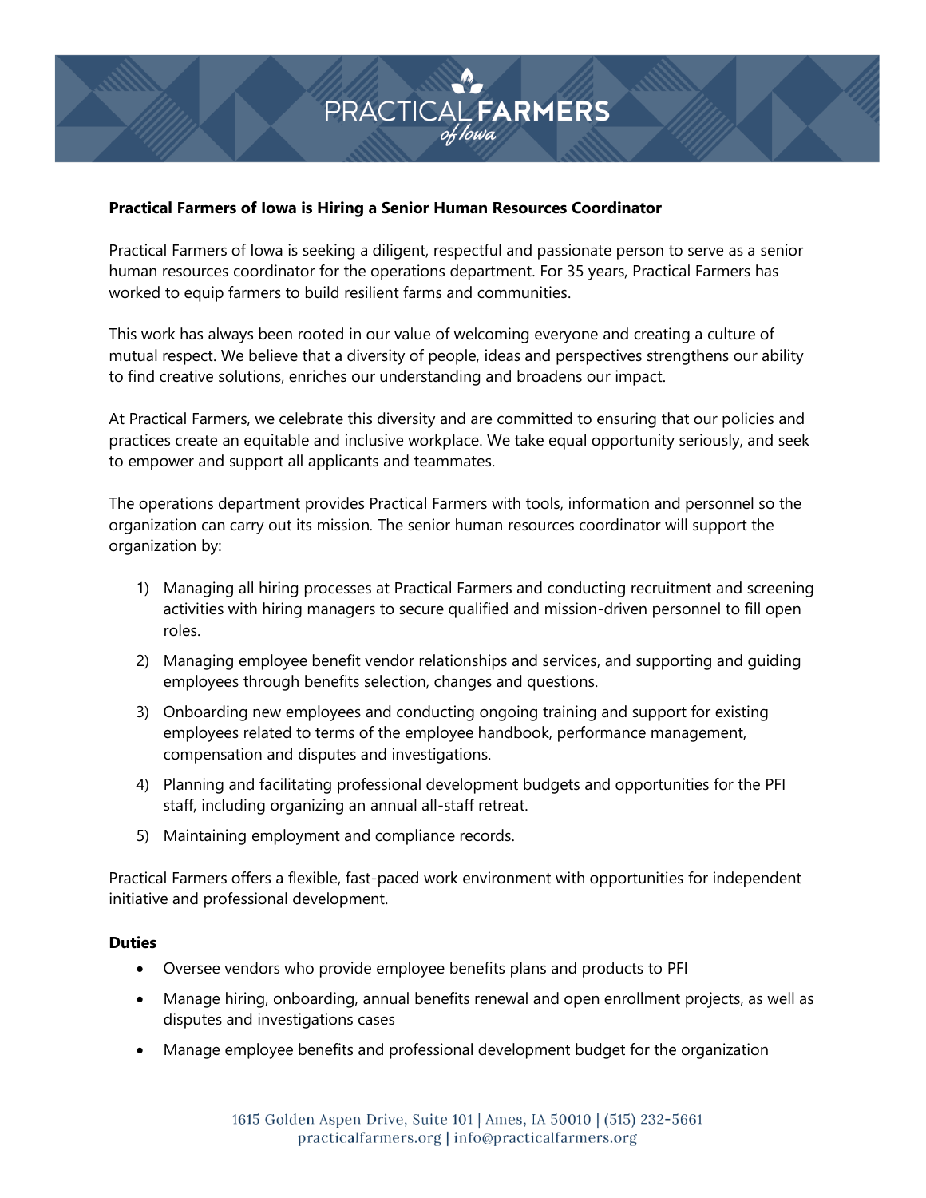**Practical Farmers of Iowa is Hiring a Senior Human Resources Coordinator**

Practical Farmers of Iowa is seeking a diligent, respectful and passionate person to serve as a senior human resources coordinator for the operations department. For 35 years, Practical Farmers has worked to equip farmers to build resilient farms and communities.

This work has always been rooted in our value of welcoming everyone and creating a culture of mutual respect. We believe that a diversity of people, ideas and perspectives strengthens our ability to find creative solutions, enriches our understanding and broadens our impact.

At Practical Farmers, we celebrate this diversity and are committed to ensuring that our policies and practices create an equitable and inclusive workplace. We take equal opportunity seriously, and seek to empower and support all applicants and teammates.

The operations department provides Practical Farmers with tools, information and personnel so the organization can carry out its mission. The senior human resources coordinator will support the organization by:

1) Managing all hiring processes at Practical Farmers and conducting recruitment and screening activities with hiring managers to secure qualified and mission-driven personnel to fill open roles.
2) Managing employee benefit vendor relationships and services, and supporting and guiding employees through benefits selection, changes and questions.
3) Onboarding new employees and conducting ongoing training and support for existing employees related to terms of the employee handbook, performance management, compensation and disputes and investigations.
4) Planning and facilitating professional development budgets and opportunities for the PFI staff, including organizing an annual all-staff retreat.
5) Maintaining employment and compliance records.

Practical Farmers offers a flexible, fast-paced work environment with opportunities for independent initiative and professional development.

**Duties**

- Oversee vendors who provide employee benefits plans and products to PFI
- Manage hiring, onboarding, annual benefits renewal and open enrollment projects, as well as disputes and investigations cases
- Manage employee benefits and professional development budget for the organization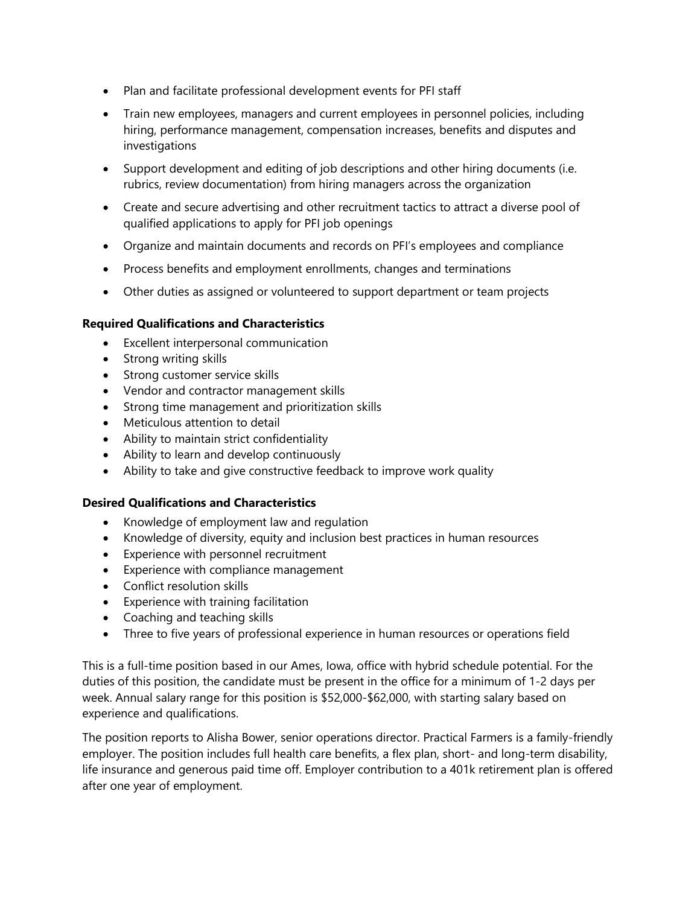- Plan and facilitate professional development events for PFI staff
- Train new employees, managers and current employees in personnel policies, including hiring, performance management, compensation increases, benefits and disputes and investigations
- Support development and editing of job descriptions and other hiring documents (i.e. rubrics, review documentation) from hiring managers across the organization
- Create and secure advertising and other recruitment tactics to attract a diverse pool of qualified applications to apply for PFI job openings
- Organize and maintain documents and records on PFI's employees and compliance
- Process benefits and employment enrollments, changes and terminations
- Other duties as assigned or volunteered to support department or team projects

**Required Qualifications and Characteristics**

- Excellent interpersonal communication
- Strong writing skills
- Strong customer service skills
- Vendor and contractor management skills
- Strong time management and prioritization skills
- Meticulous attention to detail
- Ability to maintain strict confidentiality
- Ability to learn and develop continuously
- Ability to take and give constructive feedback to improve work quality

**Desired Qualifications and Characteristics**

- Knowledge of employment law and regulation
- Knowledge of diversity, equity and inclusion best practices in human resources
- Experience with personnel recruitment
- Experience with compliance management
- Conflict resolution skills
- Experience with training facilitation
- Coaching and teaching skills
- Three to five years of professional experience in human resources or operations field

This is a full-time position based in our Ames, Iowa, office with hybrid schedule potential. For the duties of this position, the candidate must be present in the office for a minimum of 1-2 days per week. Annual salary range for this position is $52,000-$62,000, with starting salary based on experience and qualifications.

The position reports to Alisha Bower, senior operations director. Practical Farmers is a family-friendly employer. The position includes full health care benefits, a flex plan, short- and long-term disability, life insurance and generous paid time off. Employer contribution to a 401k retirement plan is offered after one year of employment.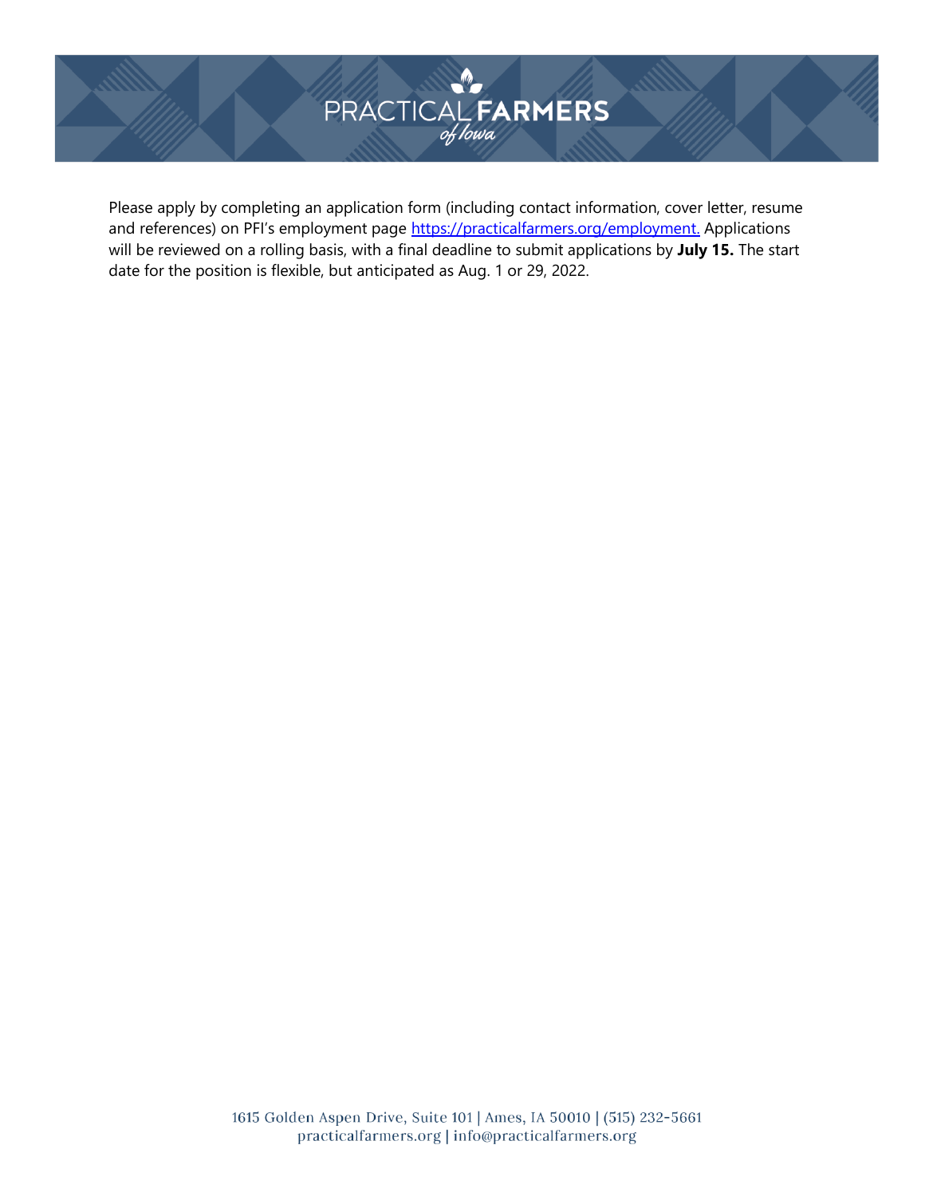Please apply by completing an application form (including contact information, cover letter, resume and references) on PFI's employment page [https://practicalfarmers.org/employment.](https://practicalfarmers.org/employment) Applications will be reviewed on a rolling basis, with a final deadline to submit applications by **July 15.** The start date for the position is flexible, but anticipated as Aug. 1 or 29, 2022.